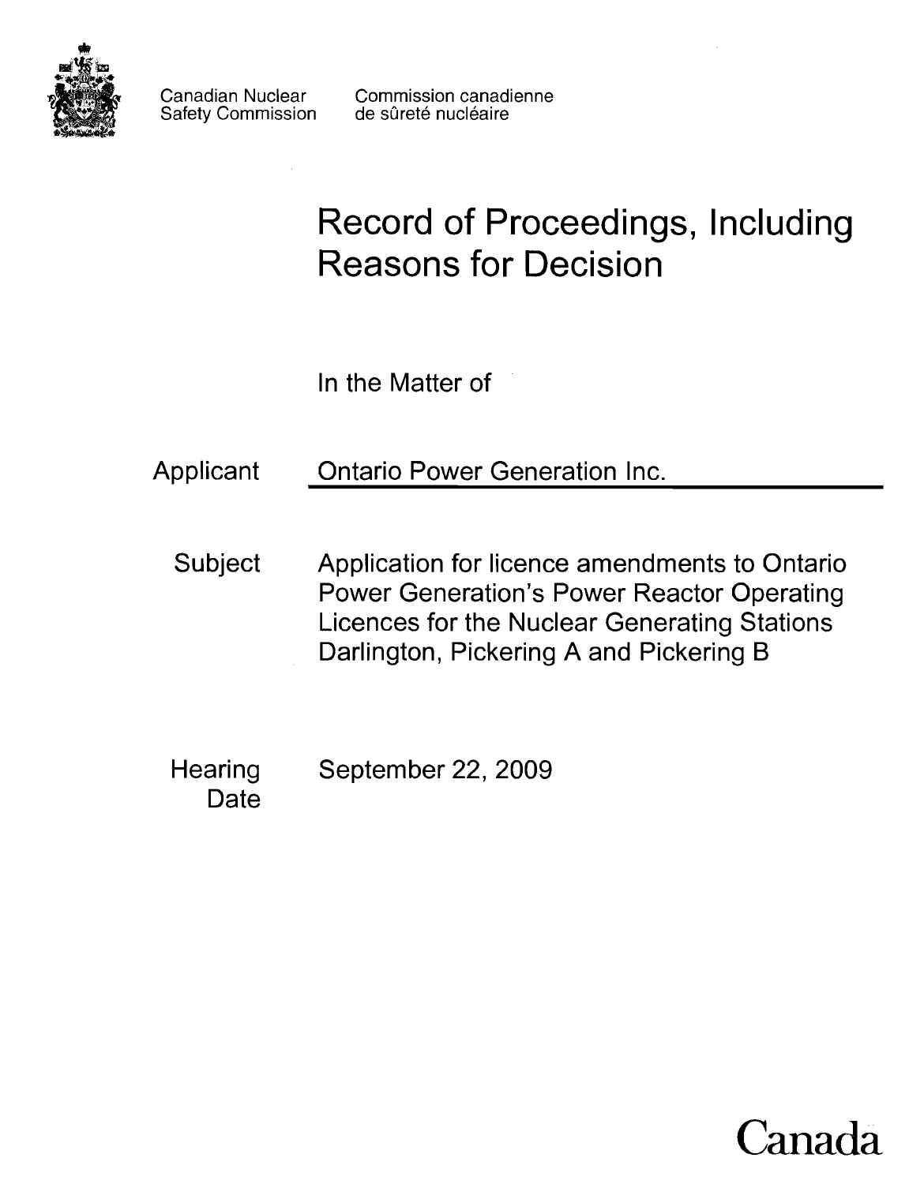Canadian Nuclear Safety Commission

Commission canadienne de sûreté nucléaire

# Record of Proceedings, Including Reasons for Decision

In the Matter of

**Applicant** Ontario Power Generation Inc.

**Subject** Application for licence amendments to Ontario Power Generation's Power Reactor Operating Licences for the Nuclear Generating Stations Darlington, Pickering A and Pickering B

**Hearing Date** September 22, 2009

Canada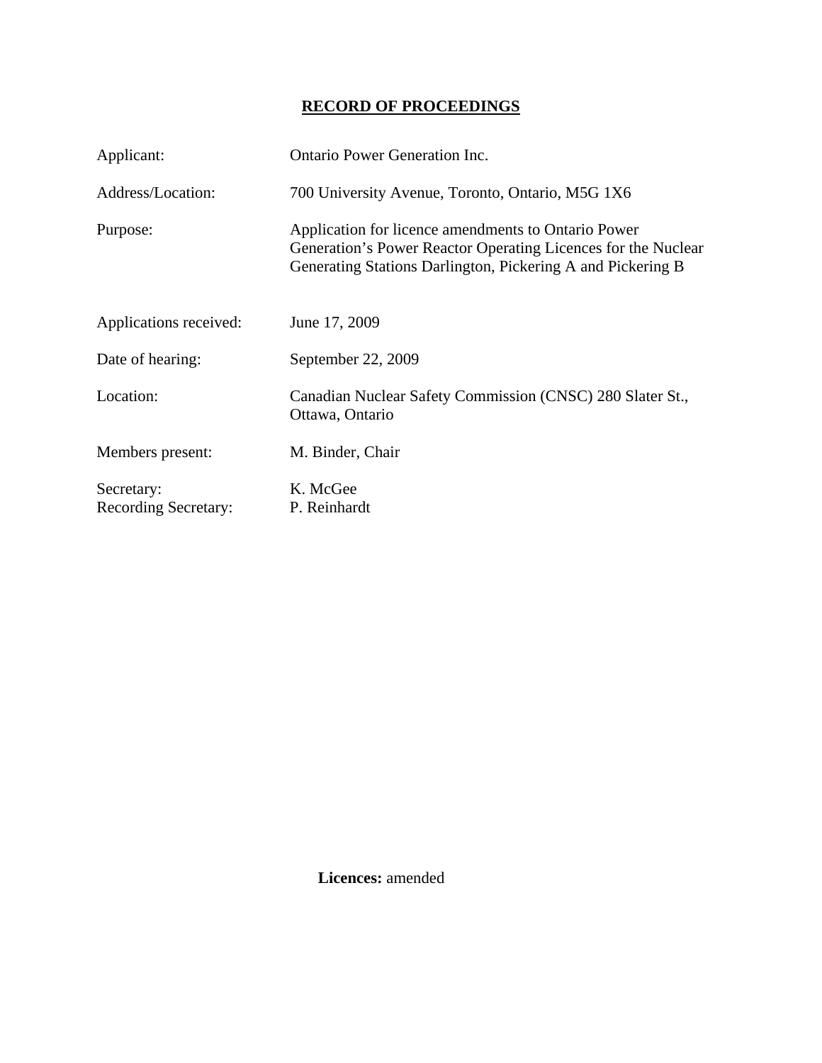# RECORD OF PROCEEDINGS

| | |
|---|---|
| Applicant: | Ontario Power Generation Inc. |
| Address/Location: | 700 University Avenue, Toronto, Ontario, M5G 1X6 |
| Purpose: | Application for licence amendments to Ontario Power Generation's Power Reactor Operating Licences for the Nuclear Generating Stations Darlington, Pickering A and Pickering B |
| Applications received: | June 17, 2009 |
| Date of hearing: | September 22, 2009 |
| Location: | Canadian Nuclear Safety Commission (CNSC) 280 Slater St., Ottawa, Ontario |
| Members present: | M. Binder, Chair |
| Secretary: | K. McGee |
| Recording Secretary: | P. Reinhardt |

**Licences:** amended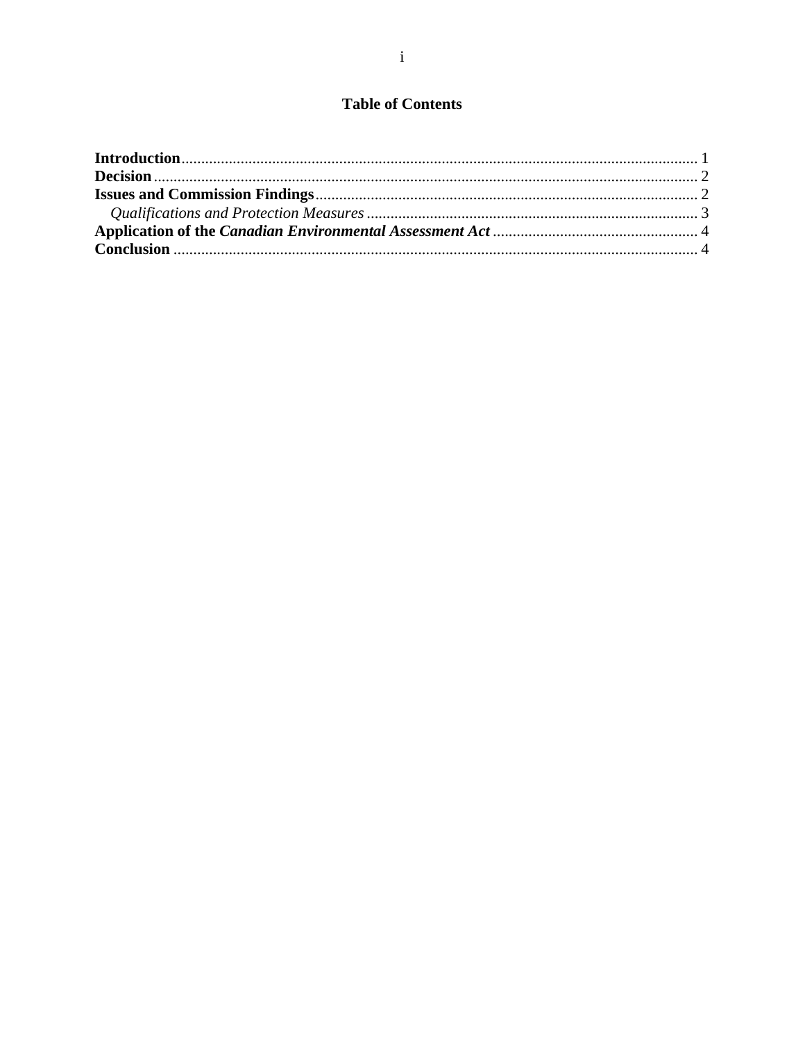## Table of Contents

**Introduction** .......... 1
**Decision** .......... 2
**Issues and Commission Findings** .......... 2
  *Qualifications and Protection Measures* .......... 3
**Application of the *Canadian Environmental Assessment Act*** .......... 4
**Conclusion** .......... 4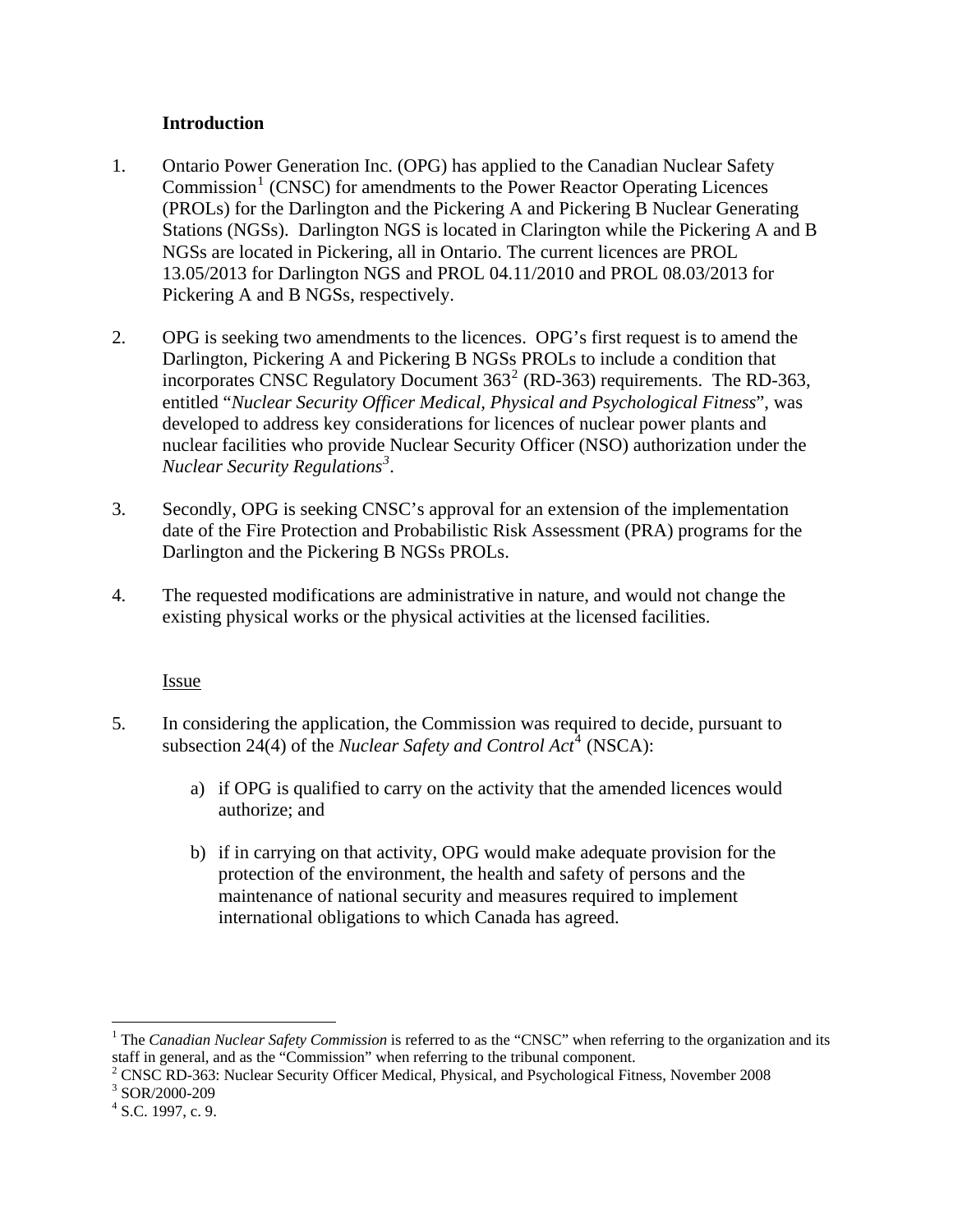## Introduction

1. Ontario Power Generation Inc. (OPG) has applied to the Canadian Nuclear Safety Commission[1] (CNSC) for amendments to the Power Reactor Operating Licences (PROLs) for the Darlington and the Pickering A and Pickering B Nuclear Generating Stations (NGSs). Darlington NGS is located in Clarington while the Pickering A and B NGSs are located in Pickering, all in Ontario. The current licences are PROL 13.05/2013 for Darlington NGS and PROL 04.11/2010 and PROL 08.03/2013 for Pickering A and B NGSs, respectively.

2. OPG is seeking two amendments to the licences. OPG's first request is to amend the Darlington, Pickering A and Pickering B NGSs PROLs to include a condition that incorporates CNSC Regulatory Document 363[2] (RD-363) requirements. The RD-363, entitled "*Nuclear Security Officer Medical, Physical and Psychological Fitness*", was developed to address key considerations for licences of nuclear power plants and nuclear facilities who provide Nuclear Security Officer (NSO) authorization under the *Nuclear Security Regulations*[3].

3. Secondly, OPG is seeking CNSC's approval for an extension of the implementation date of the Fire Protection and Probabilistic Risk Assessment (PRA) programs for the Darlington and the Pickering B NGSs PROLs.

4. The requested modifications are administrative in nature, and would not change the existing physical works or the physical activities at the licensed facilities.

### Issue

5. In considering the application, the Commission was required to decide, pursuant to subsection 24(4) of the *Nuclear Safety and Control Act*[4] (NSCA):

   a) if OPG is qualified to carry on the activity that the amended licences would authorize; and

   b) if in carrying on that activity, OPG would make adequate provision for the protection of the environment, the health and safety of persons and the maintenance of national security and measures required to implement international obligations to which Canada has agreed.

---

[1] The *Canadian Nuclear Safety Commission* is referred to as the "CNSC" when referring to the organization and its staff in general, and as the "Commission" when referring to the tribunal component.

[2] CNSC RD-363: Nuclear Security Officer Medical, Physical, and Psychological Fitness, November 2008

[3] SOR/2000-209

[4] S.C. 1997, c. 9.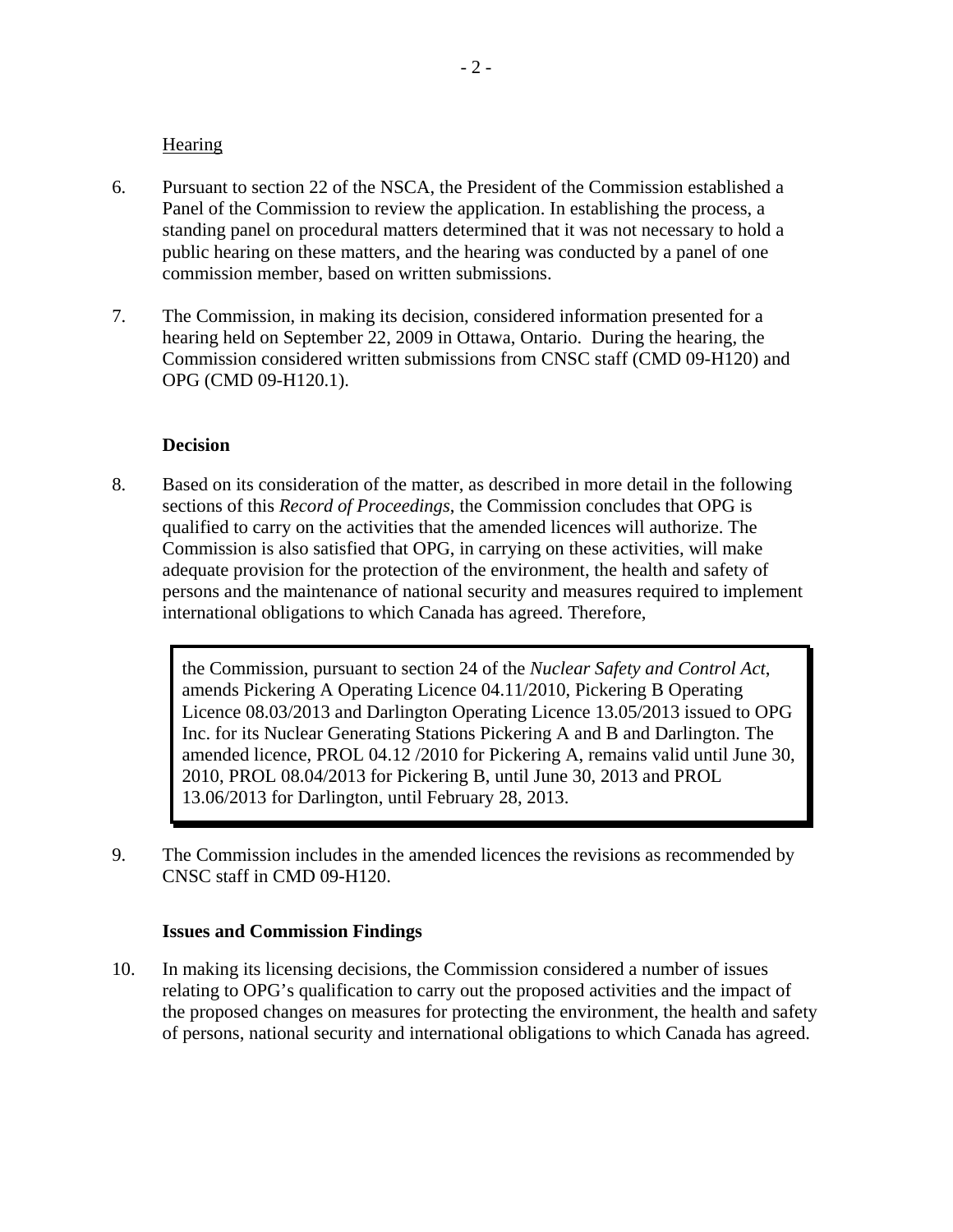Hearing

6. Pursuant to section 22 of the NSCA, the President of the Commission established a Panel of the Commission to review the application. In establishing the process, a standing panel on procedural matters determined that it was not necessary to hold a public hearing on these matters, and the hearing was conducted by a panel of one commission member, based on written submissions.

7. The Commission, in making its decision, considered information presented for a hearing held on September 22, 2009 in Ottawa, Ontario. During the hearing, the Commission considered written submissions from CNSC staff (CMD 09-H120) and OPG (CMD 09-H120.1).

**Decision**

8. Based on its consideration of the matter, as described in more detail in the following sections of this *Record of Proceedings*, the Commission concludes that OPG is qualified to carry on the activities that the amended licences will authorize. The Commission is also satisfied that OPG, in carrying on these activities, will make adequate provision for the protection of the environment, the health and safety of persons and the maintenance of national security and measures required to implement international obligations to which Canada has agreed. Therefore,

> the Commission, pursuant to section 24 of the *Nuclear Safety and Control Act*, amends Pickering A Operating Licence 04.11/2010, Pickering B Operating Licence 08.03/2013 and Darlington Operating Licence 13.05/2013 issued to OPG Inc. for its Nuclear Generating Stations Pickering A and B and Darlington. The amended licence, PROL 04.12 /2010 for Pickering A, remains valid until June 30, 2010, PROL 08.04/2013 for Pickering B, until June 30, 2013 and PROL 13.06/2013 for Darlington, until February 28, 2013.

9. The Commission includes in the amended licences the revisions as recommended by CNSC staff in CMD 09-H120.

**Issues and Commission Findings**

10. In making its licensing decisions, the Commission considered a number of issues relating to OPG's qualification to carry out the proposed activities and the impact of the proposed changes on measures for protecting the environment, the health and safety of persons, national security and international obligations to which Canada has agreed.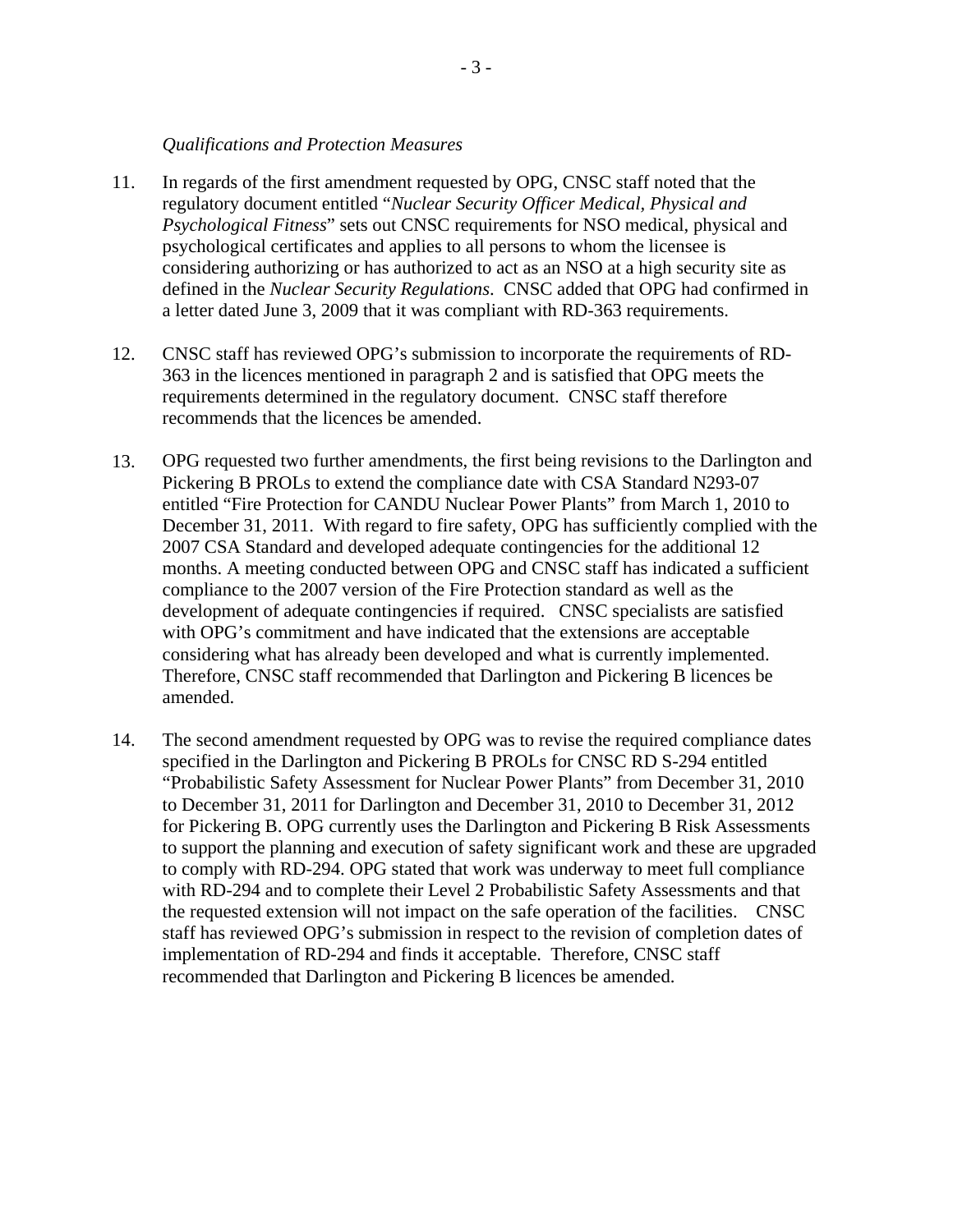*Qualifications and Protection Measures*

11. In regards of the first amendment requested by OPG, CNSC staff noted that the regulatory document entitled "*Nuclear Security Officer Medical, Physical and Psychological Fitness*" sets out CNSC requirements for NSO medical, physical and psychological certificates and applies to all persons to whom the licensee is considering authorizing or has authorized to act as an NSO at a high security site as defined in the *Nuclear Security Regulations*. CNSC added that OPG had confirmed in a letter dated June 3, 2009 that it was compliant with RD-363 requirements.

12. CNSC staff has reviewed OPG's submission to incorporate the requirements of RD-363 in the licences mentioned in paragraph 2 and is satisfied that OPG meets the requirements determined in the regulatory document. CNSC staff therefore recommends that the licences be amended.

13. OPG requested two further amendments, the first being revisions to the Darlington and Pickering B PROLs to extend the compliance date with CSA Standard N293-07 entitled "Fire Protection for CANDU Nuclear Power Plants" from March 1, 2010 to December 31, 2011. With regard to fire safety, OPG has sufficiently complied with the 2007 CSA Standard and developed adequate contingencies for the additional 12 months. A meeting conducted between OPG and CNSC staff has indicated a sufficient compliance to the 2007 version of the Fire Protection standard as well as the development of adequate contingencies if required. CNSC specialists are satisfied with OPG's commitment and have indicated that the extensions are acceptable considering what has already been developed and what is currently implemented. Therefore, CNSC staff recommended that Darlington and Pickering B licences be amended.

14. The second amendment requested by OPG was to revise the required compliance dates specified in the Darlington and Pickering B PROLs for CNSC RD S-294 entitled "Probabilistic Safety Assessment for Nuclear Power Plants" from December 31, 2010 to December 31, 2011 for Darlington and December 31, 2010 to December 31, 2012 for Pickering B. OPG currently uses the Darlington and Pickering B Risk Assessments to support the planning and execution of safety significant work and these are upgraded to comply with RD-294. OPG stated that work was underway to meet full compliance with RD-294 and to complete their Level 2 Probabilistic Safety Assessments and that the requested extension will not impact on the safe operation of the facilities. CNSC staff has reviewed OPG's submission in respect to the revision of completion dates of implementation of RD-294 and finds it acceptable. Therefore, CNSC staff recommended that Darlington and Pickering B licences be amended.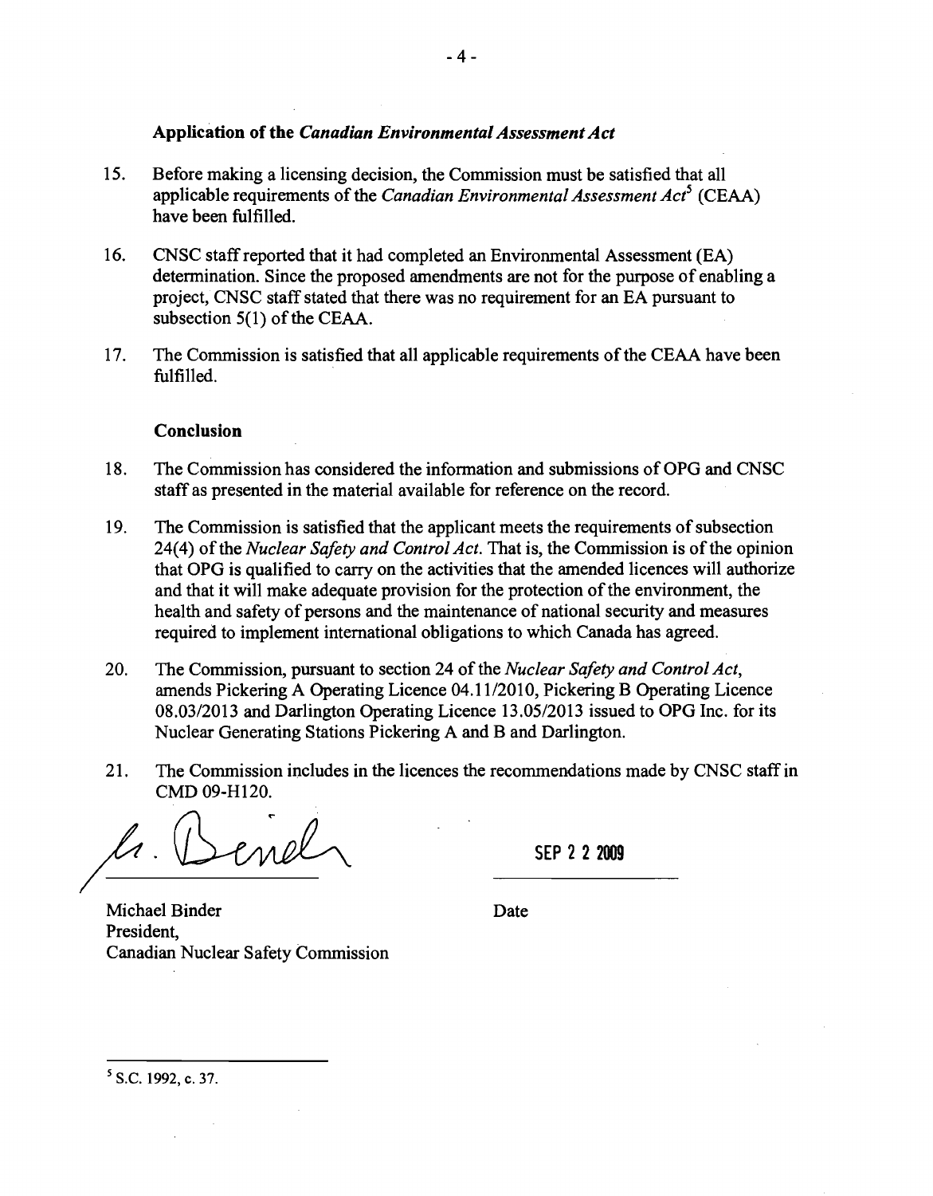### Application of the *Canadian Environmental Assessment Act*

15. Before making a licensing decision, the Commission must be satisfied that all applicable requirements of the *Canadian Environmental Assessment Act*[5] (CEAA) have been fulfilled.

16. CNSC staff reported that it had completed an Environmental Assessment (EA) determination. Since the proposed amendments are not for the purpose of enabling a project, CNSC staff stated that there was no requirement for an EA pursuant to subsection 5(1) of the CEAA.

17. The Commission is satisfied that all applicable requirements of the CEAA have been fulfilled.

### Conclusion

18. The Commission has considered the information and submissions of OPG and CNSC staff as presented in the material available for reference on the record.

19. The Commission is satisfied that the applicant meets the requirements of subsection 24(4) of the *Nuclear Safety and Control Act*. That is, the Commission is of the opinion that OPG is qualified to carry on the activities that the amended licences will authorize and that it will make adequate provision for the protection of the environment, the health and safety of persons and the maintenance of national security and measures required to implement international obligations to which Canada has agreed.

20. The Commission, pursuant to section 24 of the *Nuclear Safety and Control Act*, amends Pickering A Operating Licence 04.11/2010, Pickering B Operating Licence 08.03/2013 and Darlington Operating Licence 13.05/2013 issued to OPG Inc. for its Nuclear Generating Stations Pickering A and B and Darlington.

21. The Commission includes in the licences the recommendations made by CNSC staff in CMD 09-H120.

SEP 2 2 2009

Michael Binder
President,
Canadian Nuclear Safety Commission

Date

[5] S.C. 1992, c. 37.